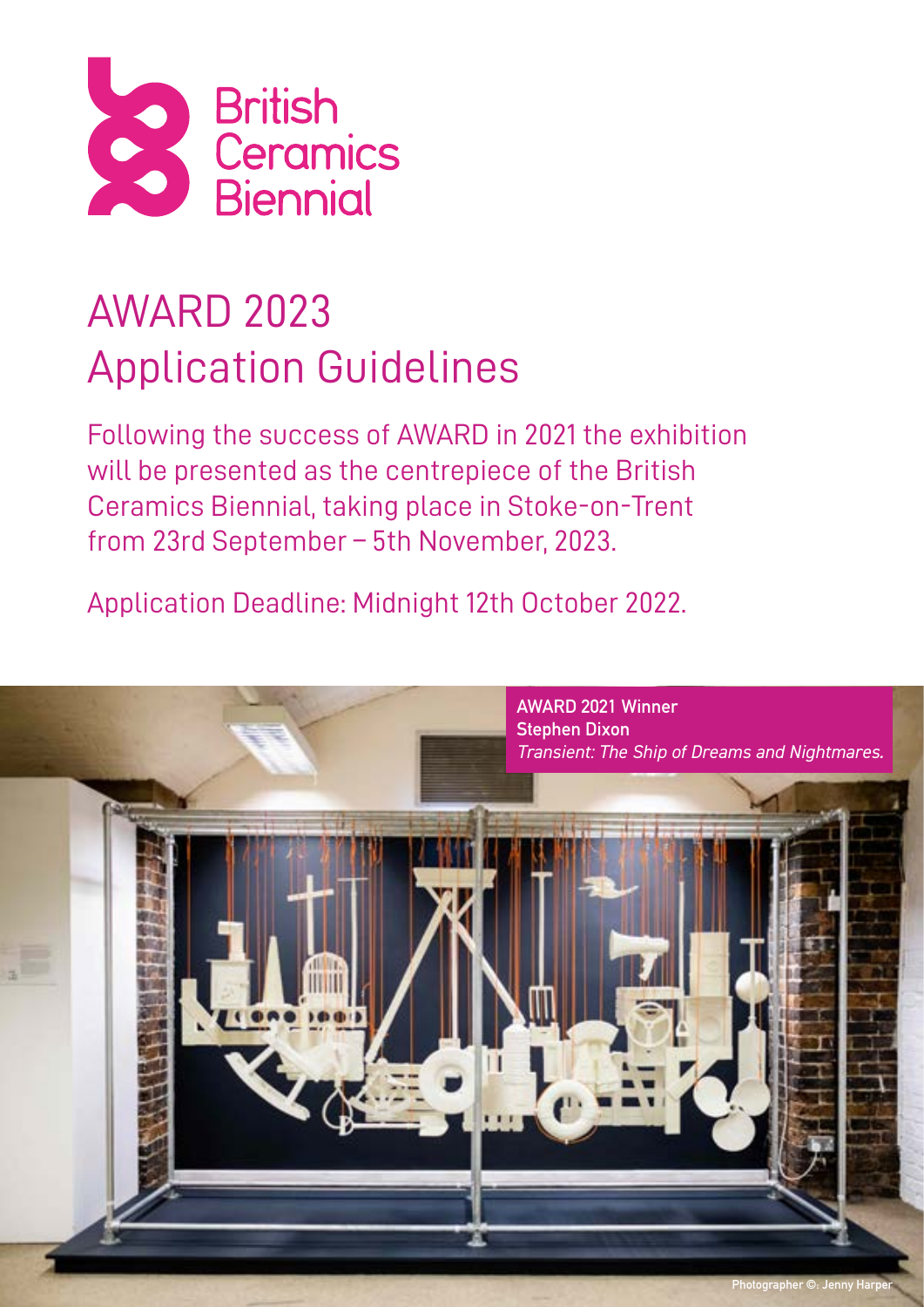British Ceramics Biennial

# AWARD 2023
# Application Guidelines

Following the success of AWARD in 2021 the exhibition will be presented as the centrepiece of the British Ceramics Biennial, taking place in Stoke-on-Trent from 23rd September – 5th November, 2023.

Application Deadline: Midnight 12th October 2022.

AWARD 2021 Winner
Stephen Dixon
*Transient: The Ship of Dreams and Nightmares.*

Photographer ©. Jenny Harper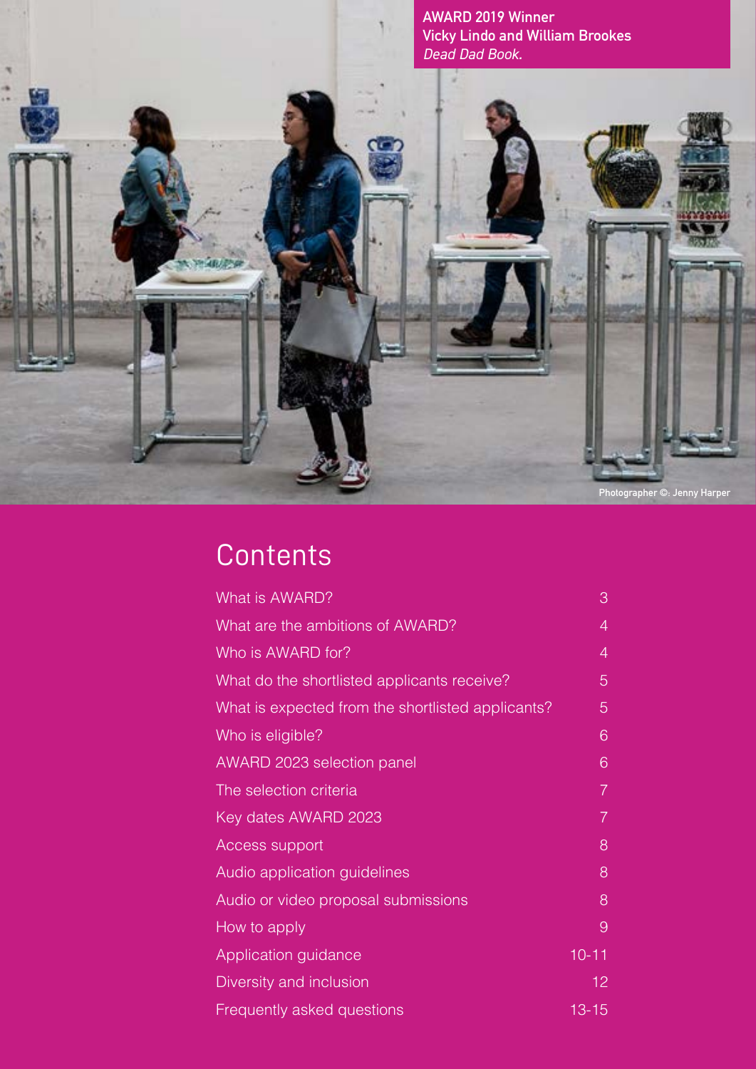AWARD 2019 Winner
Vicky Lindo and William Brookes
*Dead Dad Book.*

Photographer ©: Jenny Harper

# Contents

| | |
|---|---|
| What is AWARD? | 3 |
| What are the ambitions of AWARD? | 4 |
| Who is AWARD for? | 4 |
| What do the shortlisted applicants receive? | 5 |
| What is expected from the shortlisted applicants? | 5 |
| Who is eligible? | 6 |
| AWARD 2023 selection panel | 6 |
| The selection criteria | 7 |
| Key dates AWARD 2023 | 7 |
| Access support | 8 |
| Audio application guidelines | 8 |
| Audio or video proposal submissions | 8 |
| How to apply | 9 |
| Application guidance | 10-11 |
| Diversity and inclusion | 12 |
| Frequently asked questions | 13-15 |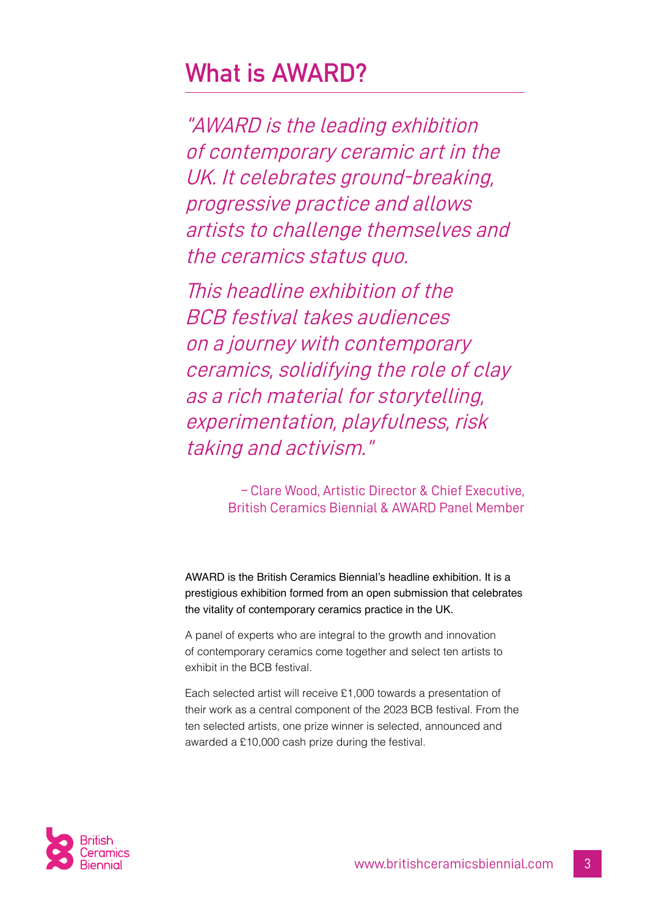## What is AWARD?

*"AWARD is the leading exhibition of contemporary ceramic art in the UK. It celebrates ground-breaking, progressive practice and allows artists to challenge themselves and the ceramics status quo.*

*This headline exhibition of the BCB festival takes audiences on a journey with contemporary ceramics, solidifying the role of clay as a rich material for storytelling, experimentation, playfulness, risk taking and activism."*

– Clare Wood, Artistic Director & Chief Executive, British Ceramics Biennial & AWARD Panel Member

AWARD is the British Ceramics Biennial's headline exhibition. It is a prestigious exhibition formed from an open submission that celebrates the vitality of contemporary ceramics practice in the UK.

A panel of experts who are integral to the growth and innovation of contemporary ceramics come together and select ten artists to exhibit in the BCB festival.

Each selected artist will receive £1,000 towards a presentation of their work as a central component of the 2023 BCB festival. From the ten selected artists, one prize winner is selected, announced and awarded a £10,000 cash prize during the festival.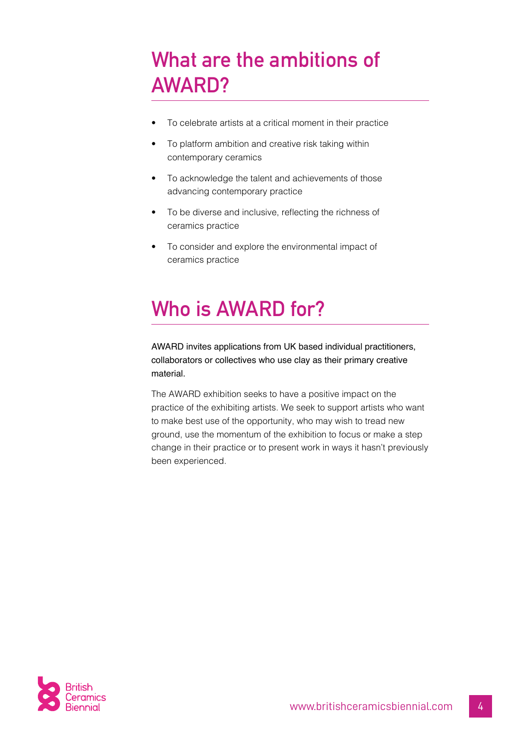## What are the ambitions of AWARD?

- To celebrate artists at a critical moment in their practice
- To platform ambition and creative risk taking within contemporary ceramics
- To acknowledge the talent and achievements of those advancing contemporary practice
- To be diverse and inclusive, reflecting the richness of ceramics practice
- To consider and explore the environmental impact of ceramics practice

## Who is AWARD for?

AWARD invites applications from UK based individual practitioners, collaborators or collectives who use clay as their primary creative material.

The AWARD exhibition seeks to have a positive impact on the practice of the exhibiting artists. We seek to support artists who want to make best use of the opportunity, who may wish to tread new ground, use the momentum of the exhibition to focus or make a step change in their practice or to present work in ways it hasn't previously been experienced.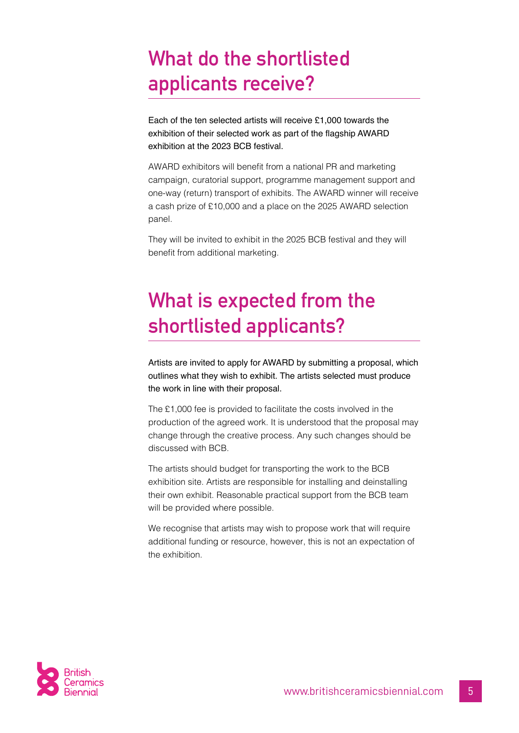## What do the shortlisted applicants receive?

Each of the ten selected artists will receive £1,000 towards the exhibition of their selected work as part of the flagship AWARD exhibition at the 2023 BCB festival.

AWARD exhibitors will benefit from a national PR and marketing campaign, curatorial support, programme management support and one-way (return) transport of exhibits. The AWARD winner will receive a cash prize of £10,000 and a place on the 2025 AWARD selection panel.

They will be invited to exhibit in the 2025 BCB festival and they will benefit from additional marketing.

## What is expected from the shortlisted applicants?

Artists are invited to apply for AWARD by submitting a proposal, which outlines what they wish to exhibit. The artists selected must produce the work in line with their proposal.

The £1,000 fee is provided to facilitate the costs involved in the production of the agreed work. It is understood that the proposal may change through the creative process. Any such changes should be discussed with BCB.

The artists should budget for transporting the work to the BCB exhibition site. Artists are responsible for installing and deinstalling their own exhibit. Reasonable practical support from the BCB team will be provided where possible.

We recognise that artists may wish to propose work that will require additional funding or resource, however, this is not an expectation of the exhibition.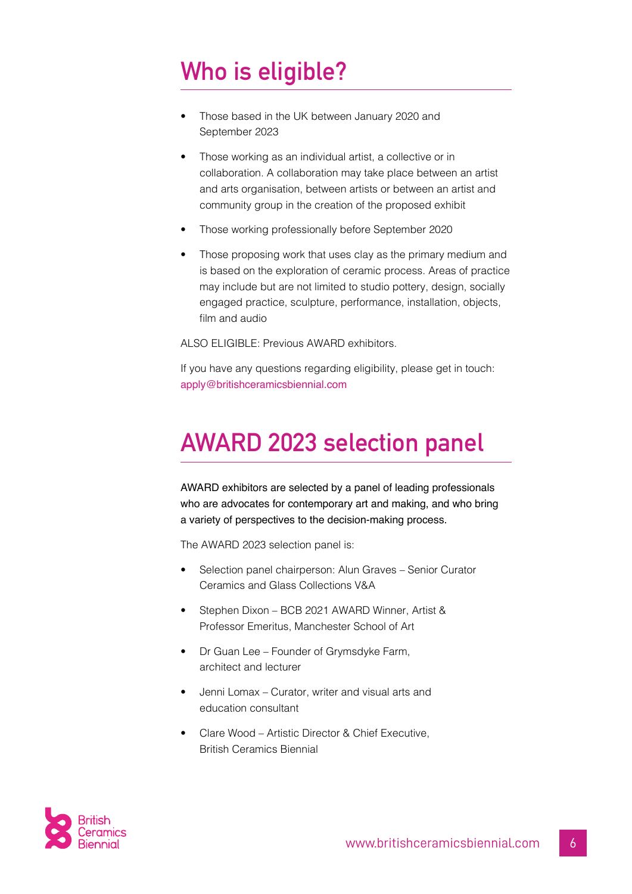# Who is eligible?

- Those based in the UK between January 2020 and September 2023
- Those working as an individual artist, a collective or in collaboration. A collaboration may take place between an artist and arts organisation, between artists or between an artist and community group in the creation of the proposed exhibit
- Those working professionally before September 2020
- Those proposing work that uses clay as the primary medium and is based on the exploration of ceramic process. Areas of practice may include but are not limited to studio pottery, design, socially engaged practice, sculpture, performance, installation, objects, film and audio

ALSO ELIGIBLE: Previous AWARD exhibitors.

If you have any questions regarding eligibility, please get in touch: apply@britishceramicsbiennial.com

# AWARD 2023 selection panel

AWARD exhibitors are selected by a panel of leading professionals who are advocates for contemporary art and making, and who bring a variety of perspectives to the decision-making process.

The AWARD 2023 selection panel is:

- Selection panel chairperson: Alun Graves – Senior Curator Ceramics and Glass Collections V&A
- Stephen Dixon – BCB 2021 AWARD Winner, Artist & Professor Emeritus, Manchester School of Art
- Dr Guan Lee – Founder of Grymsdyke Farm, architect and lecturer
- Jenni Lomax – Curator, writer and visual arts and education consultant
- Clare Wood – Artistic Director & Chief Executive, British Ceramics Biennial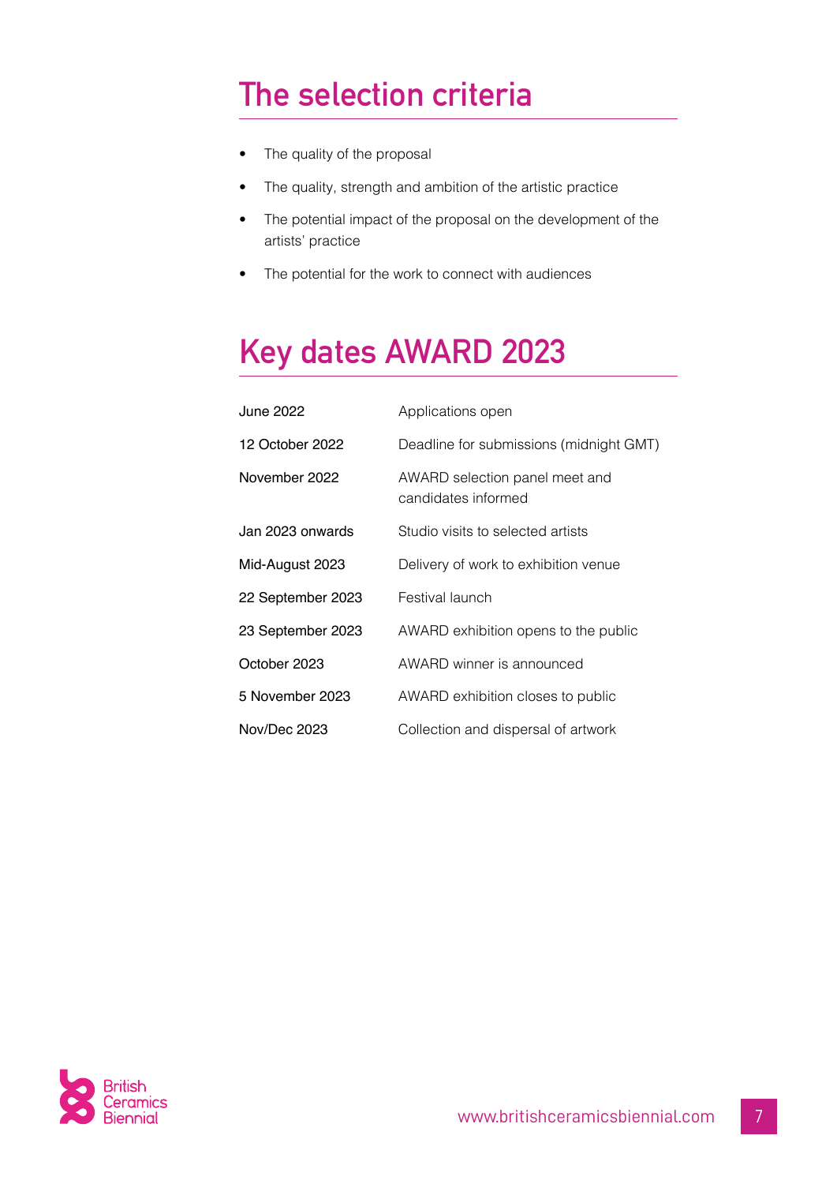## The selection criteria

- The quality of the proposal
- The quality, strength and ambition of the artistic practice
- The potential impact of the proposal on the development of the artists' practice
- The potential for the work to connect with audiences

## Key dates AWARD 2023

| | |
|---|---|
| June 2022 | Applications open |
| 12 October 2022 | Deadline for submissions (midnight GMT) |
| November 2022 | AWARD selection panel meet and candidates informed |
| Jan 2023 onwards | Studio visits to selected artists |
| Mid-August 2023 | Delivery of work to exhibition venue |
| 22 September 2023 | Festival launch |
| 23 September 2023 | AWARD exhibition opens to the public |
| October 2023 | AWARD winner is announced |
| 5 November 2023 | AWARD exhibition closes to public |
| Nov/Dec 2023 | Collection and dispersal of artwork |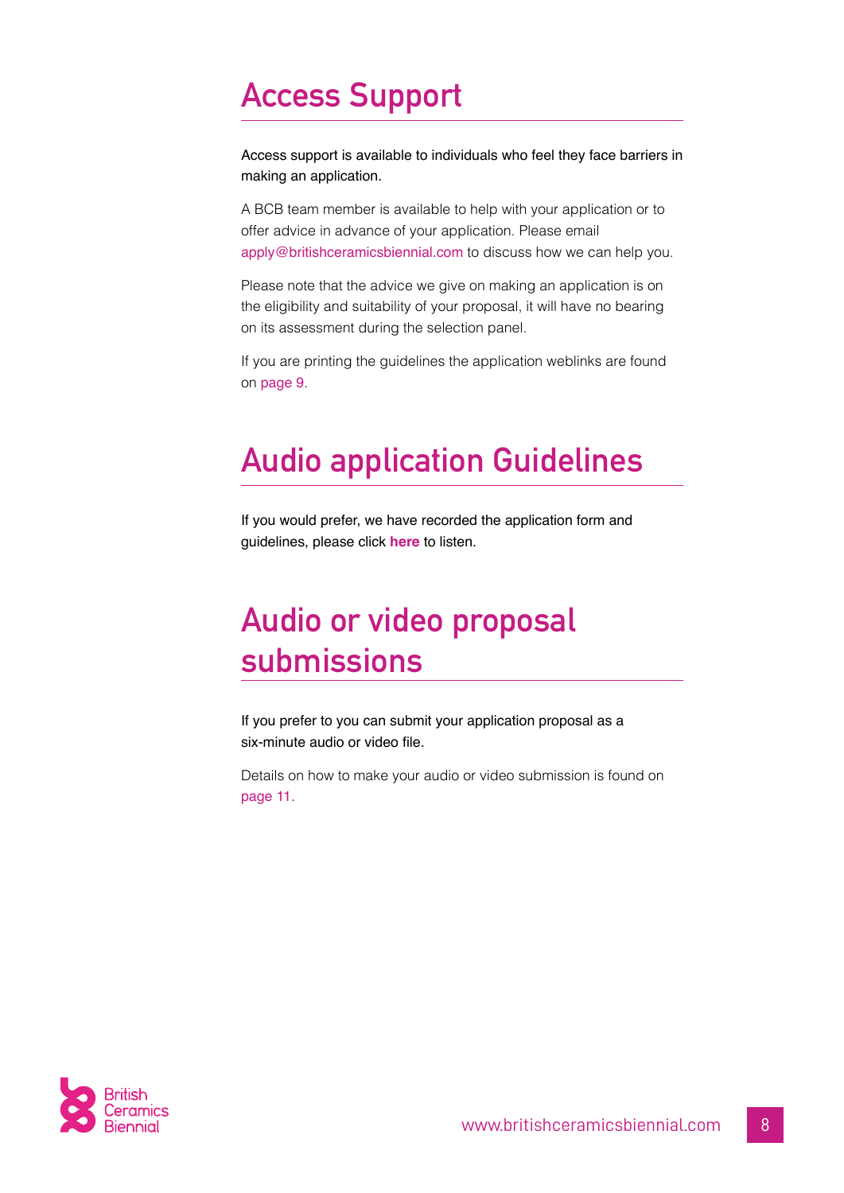# Access Support

Access support is available to individuals who feel they face barriers in making an application.

A BCB team member is available to help with your application or to offer advice in advance of your application. Please email apply@britishceramicsbiennial.com to discuss how we can help you.

Please note that the advice we give on making an application is on the eligibility and suitability of your proposal, it will have no bearing on its assessment during the selection panel.

If you are printing the guidelines the application weblinks are found on page 9.

# Audio application Guidelines

If you would prefer, we have recorded the application form and guidelines, please click **here** to listen.

# Audio or video proposal submissions

If you prefer to you can submit your application proposal as a six-minute audio or video file.

Details on how to make your audio or video submission is found on page 11.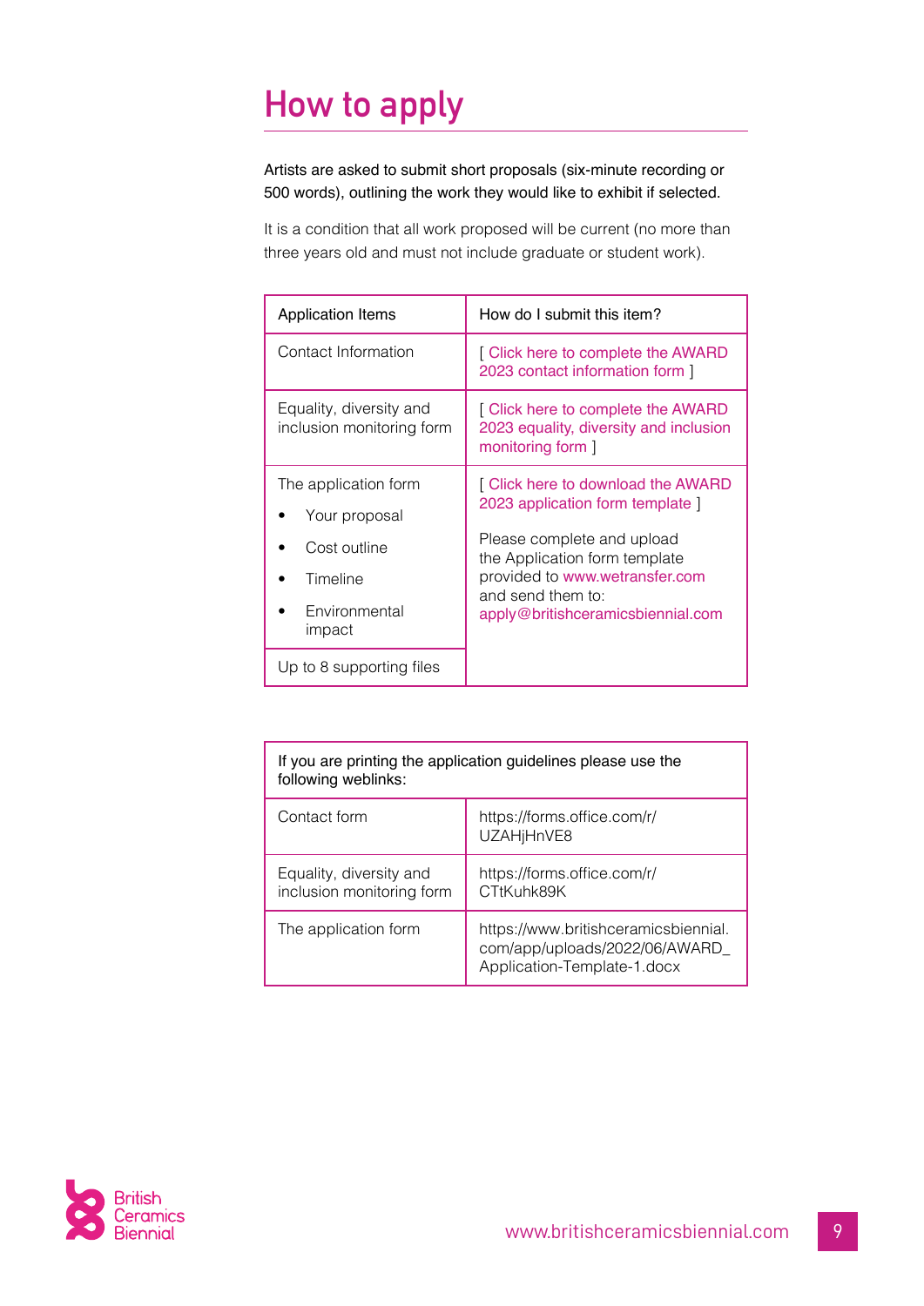# How to apply

Artists are asked to submit short proposals (six-minute recording or 500 words), outlining the work they would like to exhibit if selected.

It is a condition that all work proposed will be current (no more than three years old and must not include graduate or student work).

| Application Items | How do I submit this item? |
|---|---|
| Contact Information | [ Click here to complete the AWARD 2023 contact information form ] |
| Equality, diversity and inclusion monitoring form | [ Click here to complete the AWARD 2023 equality, diversity and inclusion monitoring form ] |
| The application form<br>• Your proposal<br>• Cost outline<br>• Timeline<br>• Environmental impact | [ Click here to download the AWARD 2023 application form template ]<br><br>Please complete and upload the Application form template provided to www.wetransfer.com and send them to: apply@britishceramicsbiennial.com |
| Up to 8 supporting files | |

| If you are printing the application guidelines please use the following weblinks: | |
|---|---|
| Contact form | https://forms.office.com/r/UZAHjHnVE8 |
| Equality, diversity and inclusion monitoring form | https://forms.office.com/r/CTtKuhk89K |
| The application form | https://www.britishceramicsbiennial.com/app/uploads/2022/06/AWARD_Application-Template-1.docx |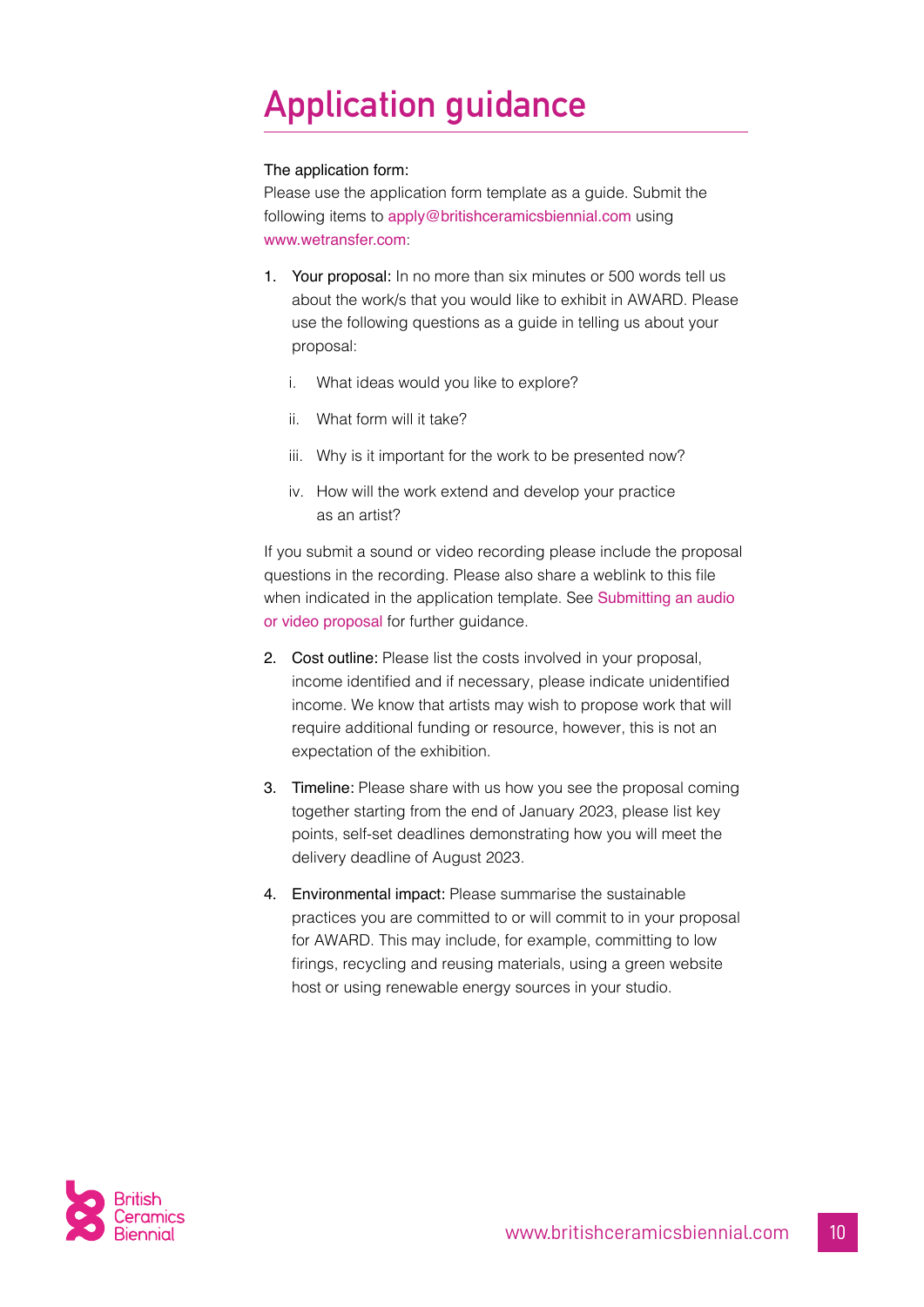# Application guidance

The application form:
Please use the application form template as a guide. Submit the following items to apply@britishceramicsbiennial.com using www.wetransfer.com:

1. Your proposal: In no more than six minutes or 500 words tell us about the work/s that you would like to exhibit in AWARD. Please use the following questions as a guide in telling us about your proposal:

   i. What ideas would you like to explore?

   ii. What form will it take?

   iii. Why is it important for the work to be presented now?

   iv. How will the work extend and develop your practice as an artist?

   If you submit a sound or video recording please include the proposal questions in the recording. Please also share a weblink to this file when indicated in the application template. See Submitting an audio or video proposal for further guidance.

2. Cost outline: Please list the costs involved in your proposal, income identified and if necessary, please indicate unidentified income. We know that artists may wish to propose work that will require additional funding or resource, however, this is not an expectation of the exhibition.

3. Timeline: Please share with us how you see the proposal coming together starting from the end of January 2023, please list key points, self-set deadlines demonstrating how you will meet the delivery deadline of August 2023.

4. Environmental impact: Please summarise the sustainable practices you are committed to or will commit to in your proposal for AWARD. This may include, for example, committing to low firings, recycling and reusing materials, using a green website host or using renewable energy sources in your studio.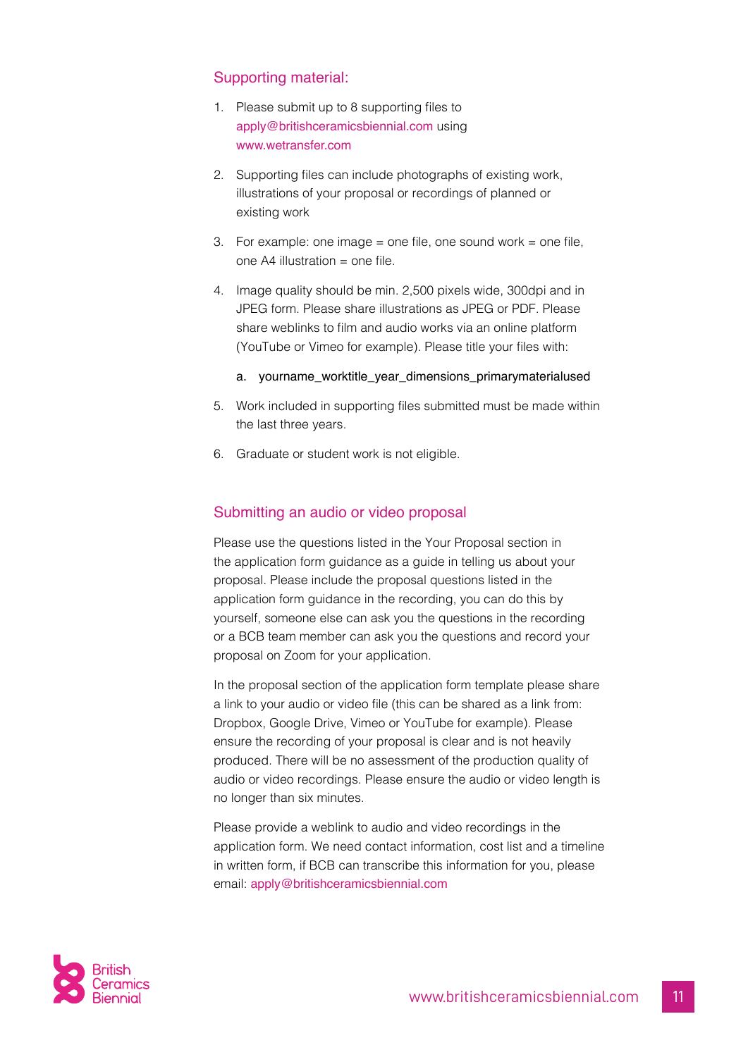## Supporting material:

1. Please submit up to 8 supporting files to apply@britishceramicsbiennial.com using www.wetransfer.com
2. Supporting files can include photographs of existing work, illustrations of your proposal or recordings of planned or existing work
3. For example: one image = one file, one sound work = one file, one A4 illustration = one file.
4. Image quality should be min. 2,500 pixels wide, 300dpi and in JPEG form. Please share illustrations as JPEG or PDF. Please share weblinks to film and audio works via an online platform (YouTube or Vimeo for example). Please title your files with:
   a. yourname_worktitle_year_dimensions_primarymaterialused
5. Work included in supporting files submitted must be made within the last three years.
6. Graduate or student work is not eligible.

## Submitting an audio or video proposal

Please use the questions listed in the Your Proposal section in the application form guidance as a guide in telling us about your proposal. Please include the proposal questions listed in the application form guidance in the recording, you can do this by yourself, someone else can ask you the questions in the recording or a BCB team member can ask you the questions and record your proposal on Zoom for your application.

In the proposal section of the application form template please share a link to your audio or video file (this can be shared as a link from: Dropbox, Google Drive, Vimeo or YouTube for example). Please ensure the recording of your proposal is clear and is not heavily produced. There will be no assessment of the production quality of audio or video recordings. Please ensure the audio or video length is no longer than six minutes.

Please provide a weblink to audio and video recordings in the application form. We need contact information, cost list and a timeline in written form, if BCB can transcribe this information for you, please email: apply@britishceramicsbiennial.com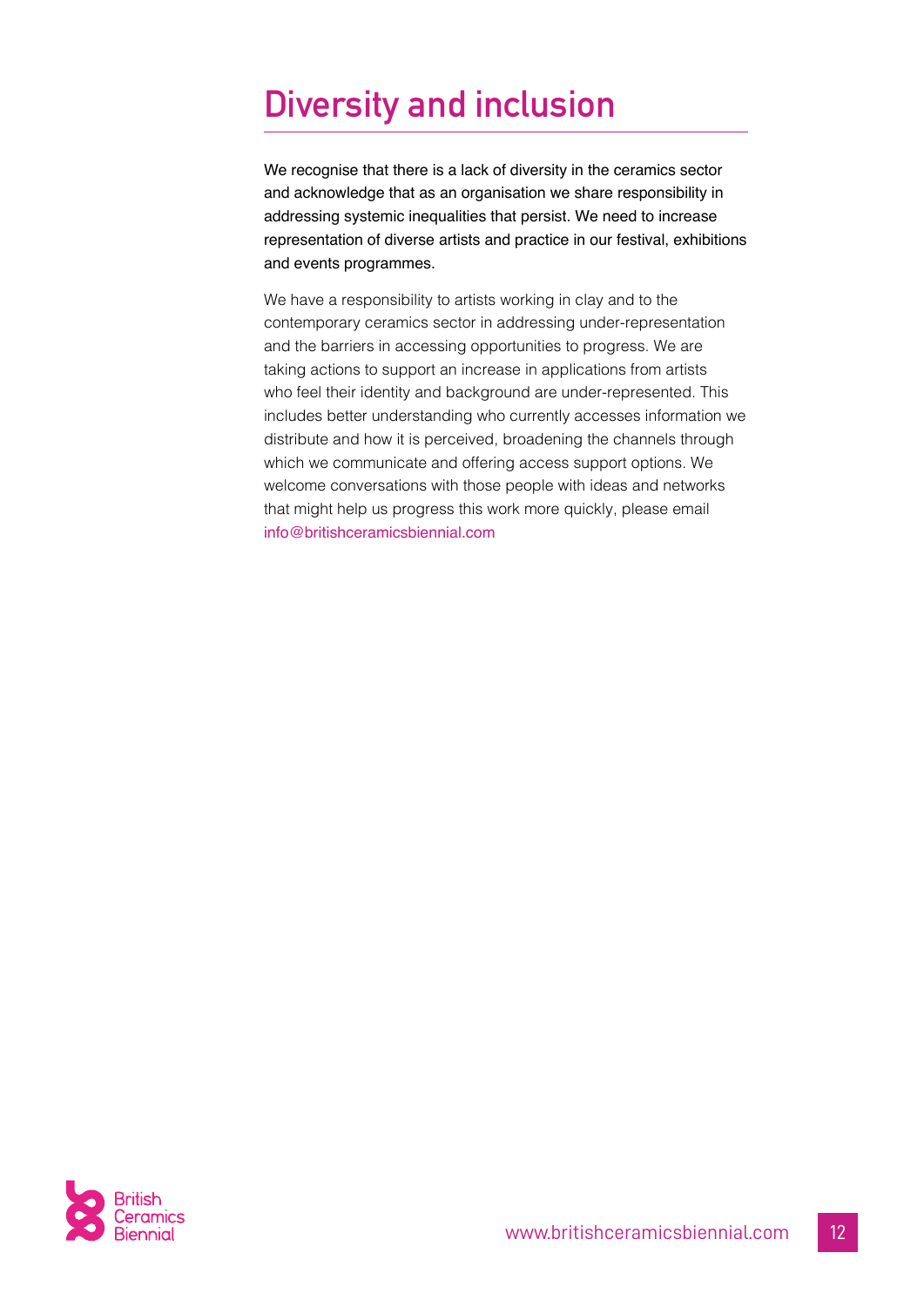# Diversity and inclusion

We recognise that there is a lack of diversity in the ceramics sector and acknowledge that as an organisation we share responsibility in addressing systemic inequalities that persist. We need to increase representation of diverse artists and practice in our festival, exhibitions and events programmes.

We have a responsibility to artists working in clay and to the contemporary ceramics sector in addressing under-representation and the barriers in accessing opportunities to progress. We are taking actions to support an increase in applications from artists who feel their identity and background are under-represented. This includes better understanding who currently accesses information we distribute and how it is perceived, broadening the channels through which we communicate and offering access support options. We welcome conversations with those people with ideas and networks that might help us progress this work more quickly, please email info@britishceramicsbiennial.com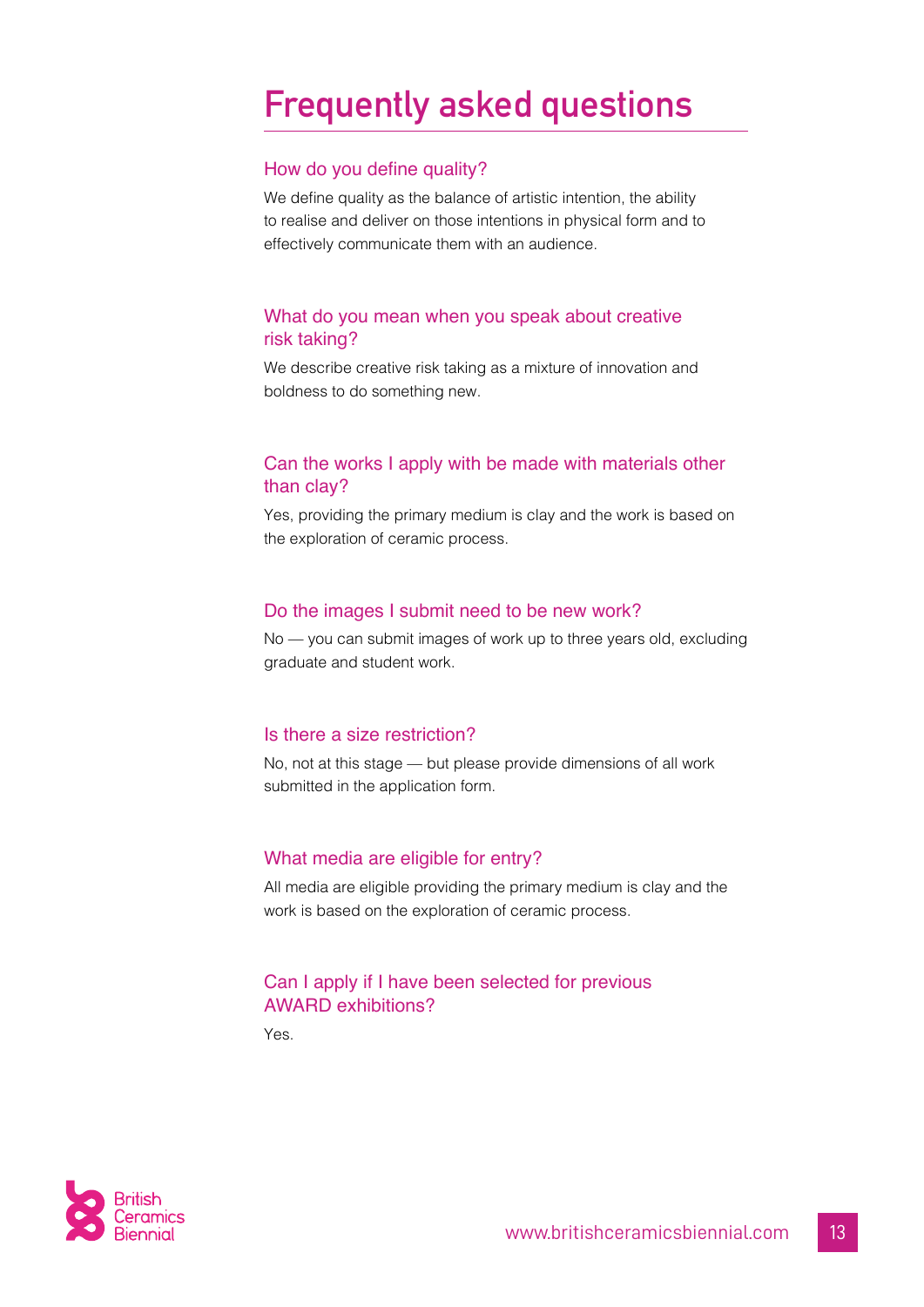# Frequently asked questions

## How do you define quality?

We define quality as the balance of artistic intention, the ability to realise and deliver on those intentions in physical form and to effectively communicate them with an audience.

## What do you mean when you speak about creative risk taking?

We describe creative risk taking as a mixture of innovation and boldness to do something new.

## Can the works I apply with be made with materials other than clay?

Yes, providing the primary medium is clay and the work is based on the exploration of ceramic process.

## Do the images I submit need to be new work?

No — you can submit images of work up to three years old, excluding graduate and student work.

## Is there a size restriction?

No, not at this stage — but please provide dimensions of all work submitted in the application form.

## What media are eligible for entry?

All media are eligible providing the primary medium is clay and the work is based on the exploration of ceramic process.

## Can I apply if I have been selected for previous AWARD exhibitions?

Yes.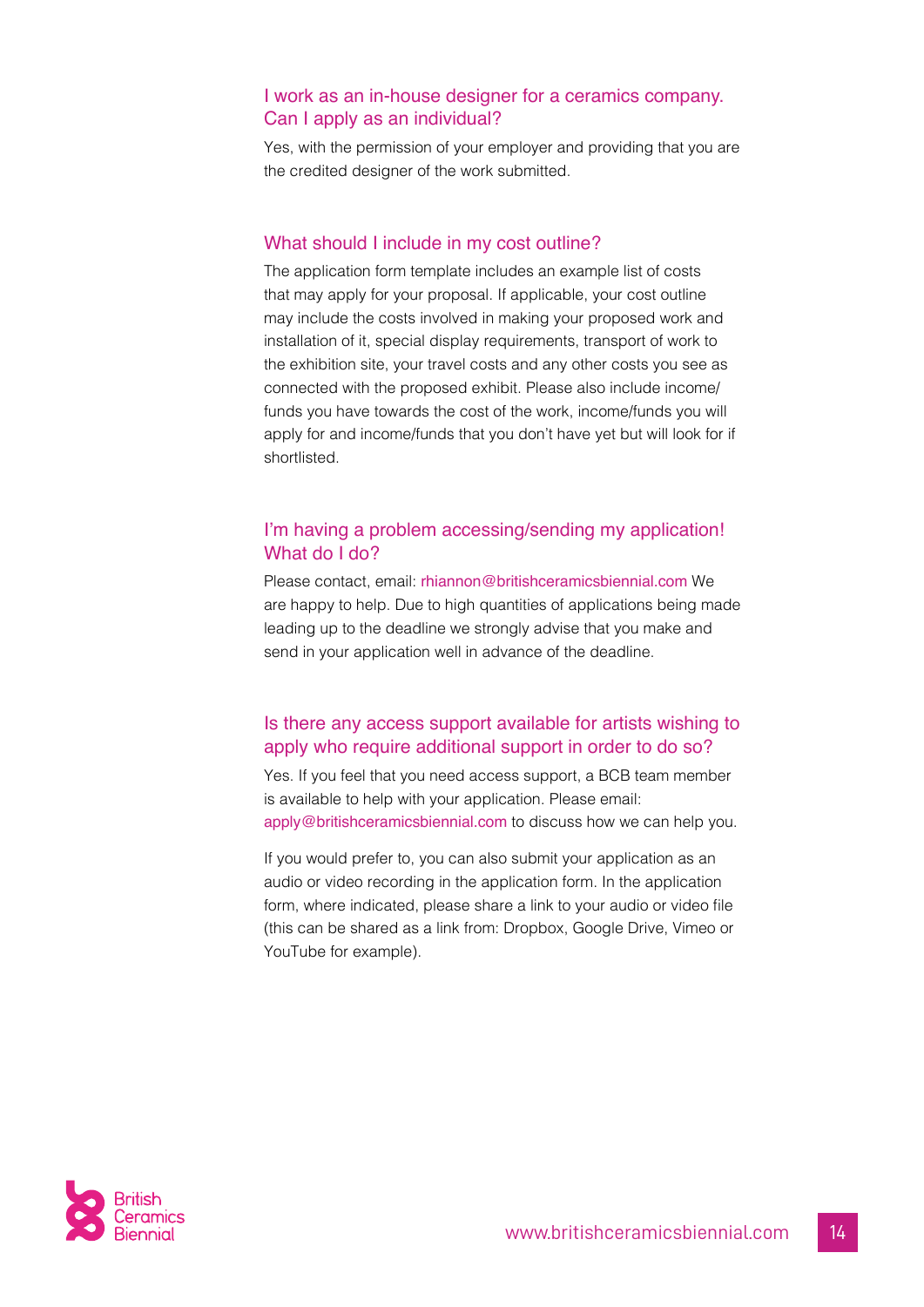### I work as an in-house designer for a ceramics company. Can I apply as an individual?

Yes, with the permission of your employer and providing that you are the credited designer of the work submitted.

### What should I include in my cost outline?

The application form template includes an example list of costs that may apply for your proposal. If applicable, your cost outline may include the costs involved in making your proposed work and installation of it, special display requirements, transport of work to the exhibition site, your travel costs and any other costs you see as connected with the proposed exhibit. Please also include income/funds you have towards the cost of the work, income/funds you will apply for and income/funds that you don't have yet but will look for if shortlisted.

### I'm having a problem accessing/sending my application! What do I do?

Please contact, email: rhiannon@britishceramicsbiennial.com We are happy to help. Due to high quantities of applications being made leading up to the deadline we strongly advise that you make and send in your application well in advance of the deadline.

### Is there any access support available for artists wishing to apply who require additional support in order to do so?

Yes. If you feel that you need access support, a BCB team member is available to help with your application. Please email: apply@britishceramicsbiennial.com to discuss how we can help you.

If you would prefer to, you can also submit your application as an audio or video recording in the application form. In the application form, where indicated, please share a link to your audio or video file (this can be shared as a link from: Dropbox, Google Drive, Vimeo or YouTube for example).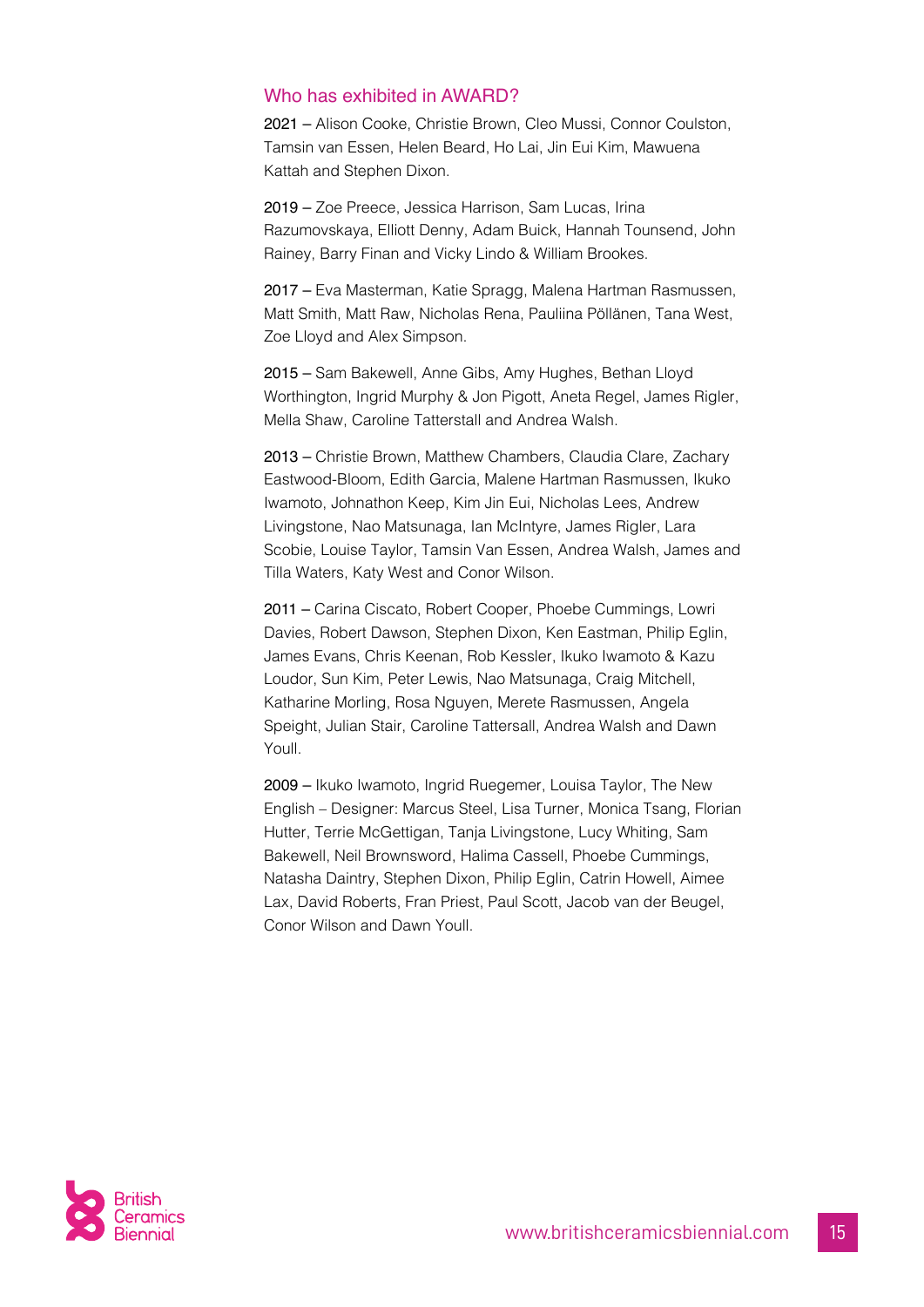## Who has exhibited in AWARD?

**2021** – Alison Cooke, Christie Brown, Cleo Mussi, Connor Coulston, Tamsin van Essen, Helen Beard, Ho Lai, Jin Eui Kim, Mawuena Kattah and Stephen Dixon.

**2019** – Zoe Preece, Jessica Harrison, Sam Lucas, Irina Razumovskaya, Elliott Denny, Adam Buick, Hannah Tounsend, John Rainey, Barry Finan and Vicky Lindo & William Brookes.

**2017** – Eva Masterman, Katie Spragg, Malena Hartman Rasmussen, Matt Smith, Matt Raw, Nicholas Rena, Pauliina Pöllänen, Tana West, Zoe Lloyd and Alex Simpson.

**2015** – Sam Bakewell, Anne Gibs, Amy Hughes, Bethan Lloyd Worthington, Ingrid Murphy & Jon Pigott, Aneta Regel, James Rigler, Mella Shaw, Caroline Tatterstall and Andrea Walsh.

**2013** – Christie Brown, Matthew Chambers, Claudia Clare, Zachary Eastwood-Bloom, Edith Garcia, Malene Hartman Rasmussen, Ikuko Iwamoto, Johnathon Keep, Kim Jin Eui, Nicholas Lees, Andrew Livingstone, Nao Matsunaga, Ian McIntyre, James Rigler, Lara Scobie, Louise Taylor, Tamsin Van Essen, Andrea Walsh, James and Tilla Waters, Katy West and Conor Wilson.

**2011** – Carina Ciscato, Robert Cooper, Phoebe Cummings, Lowri Davies, Robert Dawson, Stephen Dixon, Ken Eastman, Philip Eglin, James Evans, Chris Keenan, Rob Kessler, Ikuko Iwamoto & Kazu Loudor, Sun Kim, Peter Lewis, Nao Matsunaga, Craig Mitchell, Katharine Morling, Rosa Nguyen, Merete Rasmussen, Angela Speight, Julian Stair, Caroline Tattersall, Andrea Walsh and Dawn Youll.

**2009** – Ikuko Iwamoto, Ingrid Ruegemer, Louisa Taylor, The New English – Designer: Marcus Steel, Lisa Turner, Monica Tsang, Florian Hutter, Terrie McGettigan, Tanja Livingstone, Lucy Whiting, Sam Bakewell, Neil Brownsword, Halima Cassell, Phoebe Cummings, Natasha Daintry, Stephen Dixon, Philip Eglin, Catrin Howell, Aimee Lax, David Roberts, Fran Priest, Paul Scott, Jacob van der Beugel, Conor Wilson and Dawn Youll.